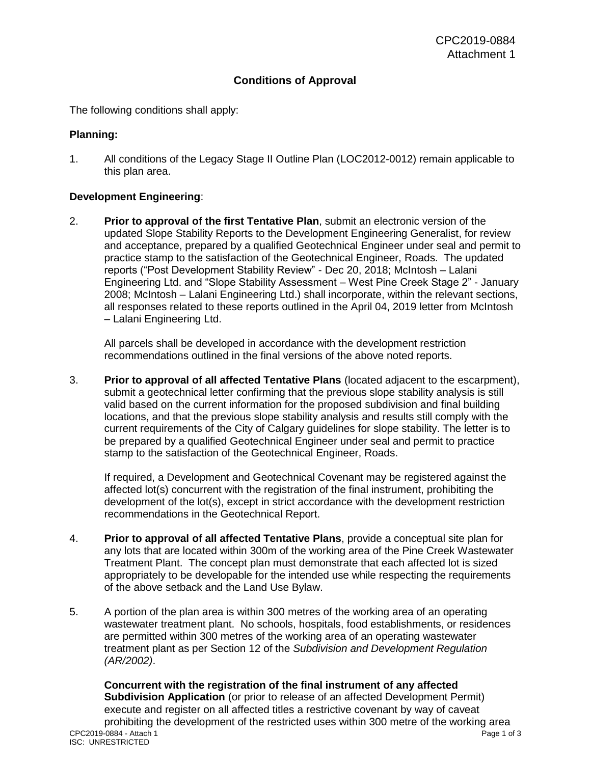CPC2019-0884
Attachment 1

# Conditions of Approval

The following conditions shall apply:

**Planning:**

1. All conditions of the Legacy Stage II Outline Plan (LOC2012-0012) remain applicable to this plan area.

**Development Engineering**:

2. **Prior to approval of the first Tentative Plan**, submit an electronic version of the updated Slope Stability Reports to the Development Engineering Generalist, for review and acceptance, prepared by a qualified Geotechnical Engineer under seal and permit to practice stamp to the satisfaction of the Geotechnical Engineer, Roads. The updated reports ("Post Development Stability Review" - Dec 20, 2018; McIntosh – Lalani Engineering Ltd. and "Slope Stability Assessment – West Pine Creek Stage 2" - January 2008; McIntosh – Lalani Engineering Ltd.) shall incorporate, within the relevant sections, all responses related to these reports outlined in the April 04, 2019 letter from McIntosh – Lalani Engineering Ltd.

   All parcels shall be developed in accordance with the development restriction recommendations outlined in the final versions of the above noted reports.

3. **Prior to approval of all affected Tentative Plans** (located adjacent to the escarpment), submit a geotechnical letter confirming that the previous slope stability analysis is still valid based on the current information for the proposed subdivision and final building locations, and that the previous slope stability analysis and results still comply with the current requirements of the City of Calgary guidelines for slope stability. The letter is to be prepared by a qualified Geotechnical Engineer under seal and permit to practice stamp to the satisfaction of the Geotechnical Engineer, Roads.

   If required, a Development and Geotechnical Covenant may be registered against the affected lot(s) concurrent with the registration of the final instrument, prohibiting the development of the lot(s), except in strict accordance with the development restriction recommendations in the Geotechnical Report.

4. **Prior to approval of all affected Tentative Plans**, provide a conceptual site plan for any lots that are located within 300m of the working area of the Pine Creek Wastewater Treatment Plant. The concept plan must demonstrate that each affected lot is sized appropriately to be developable for the intended use while respecting the requirements of the above setback and the Land Use Bylaw.

5. A portion of the plan area is within 300 metres of the working area of an operating wastewater treatment plant. No schools, hospitals, food establishments, or residences are permitted within 300 metres of the working area of an operating wastewater treatment plant as per Section 12 of the *Subdivision and Development Regulation (AR/2002)*.

   **Concurrent with the registration of the final instrument of any affected Subdivision Application** (or prior to release of an affected Development Permit) execute and register on all affected titles a restrictive covenant by way of caveat prohibiting the development of the restricted uses within 300 metre of the working area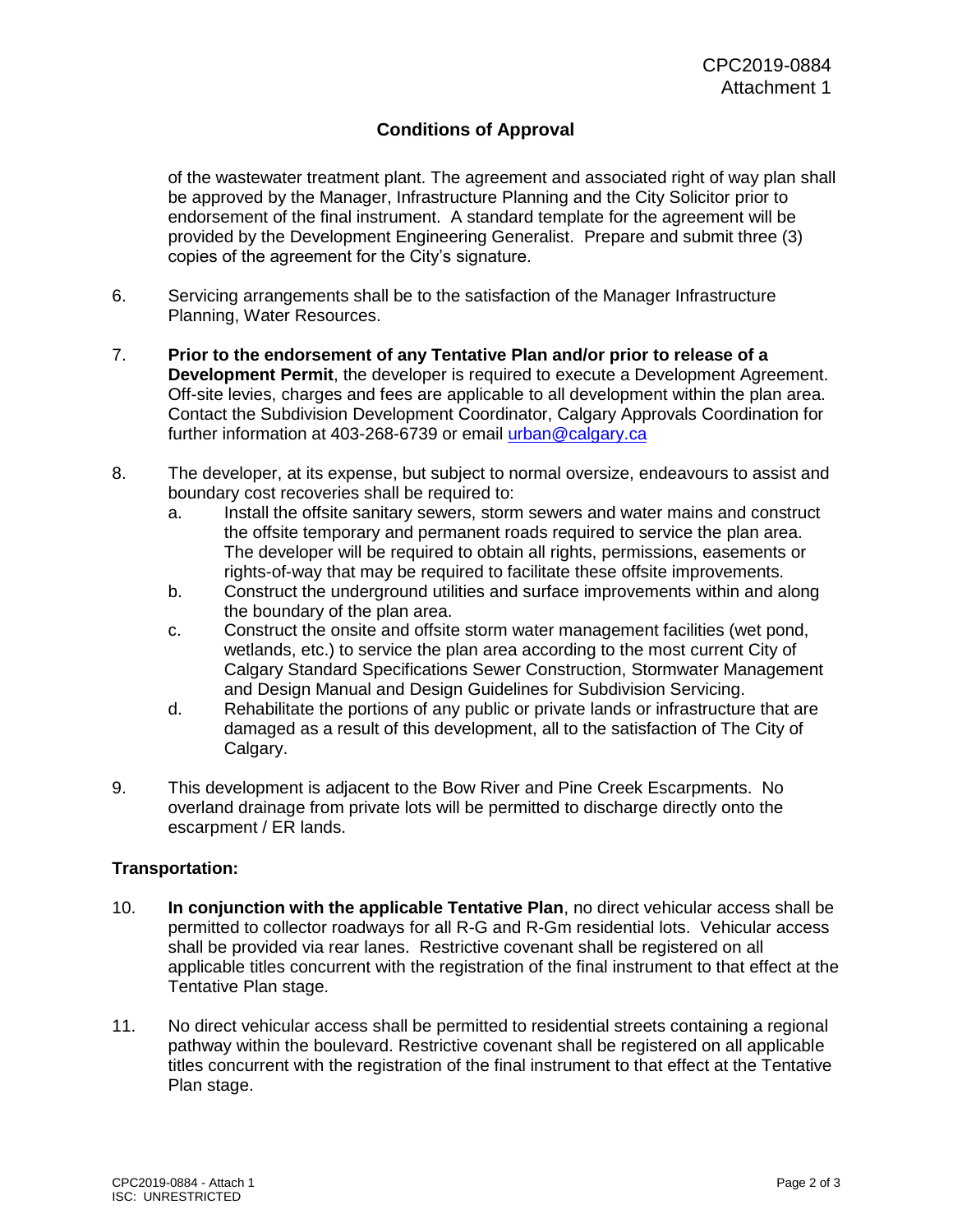## Conditions of Approval

of the wastewater treatment plant. The agreement and associated right of way plan shall be approved by the Manager, Infrastructure Planning and the City Solicitor prior to endorsement of the final instrument. A standard template for the agreement will be provided by the Development Engineering Generalist. Prepare and submit three (3) copies of the agreement for the City's signature.

6. Servicing arrangements shall be to the satisfaction of the Manager Infrastructure Planning, Water Resources.

7. **Prior to the endorsement of any Tentative Plan and/or prior to release of a Development Permit**, the developer is required to execute a Development Agreement. Off-site levies, charges and fees are applicable to all development within the plan area. Contact the Subdivision Development Coordinator, Calgary Approvals Coordination for further information at 403-268-6739 or email [urban@calgary.ca](mailto:urban@calgary.ca)

8. The developer, at its expense, but subject to normal oversize, endeavours to assist and boundary cost recoveries shall be required to:
   a. Install the offsite sanitary sewers, storm sewers and water mains and construct the offsite temporary and permanent roads required to service the plan area. The developer will be required to obtain all rights, permissions, easements or rights-of-way that may be required to facilitate these offsite improvements.
   b. Construct the underground utilities and surface improvements within and along the boundary of the plan area.
   c. Construct the onsite and offsite storm water management facilities (wet pond, wetlands, etc.) to service the plan area according to the most current City of Calgary Standard Specifications Sewer Construction, Stormwater Management and Design Manual and Design Guidelines for Subdivision Servicing.
   d. Rehabilitate the portions of any public or private lands or infrastructure that are damaged as a result of this development, all to the satisfaction of The City of Calgary.

9. This development is adjacent to the Bow River and Pine Creek Escarpments. No overland drainage from private lots will be permitted to discharge directly onto the escarpment / ER lands.

**Transportation:**

10. **In conjunction with the applicable Tentative Plan**, no direct vehicular access shall be permitted to collector roadways for all R-G and R-Gm residential lots. Vehicular access shall be provided via rear lanes. Restrictive covenant shall be registered on all applicable titles concurrent with the registration of the final instrument to that effect at the Tentative Plan stage.

11. No direct vehicular access shall be permitted to residential streets containing a regional pathway within the boulevard. Restrictive covenant shall be registered on all applicable titles concurrent with the registration of the final instrument to that effect at the Tentative Plan stage.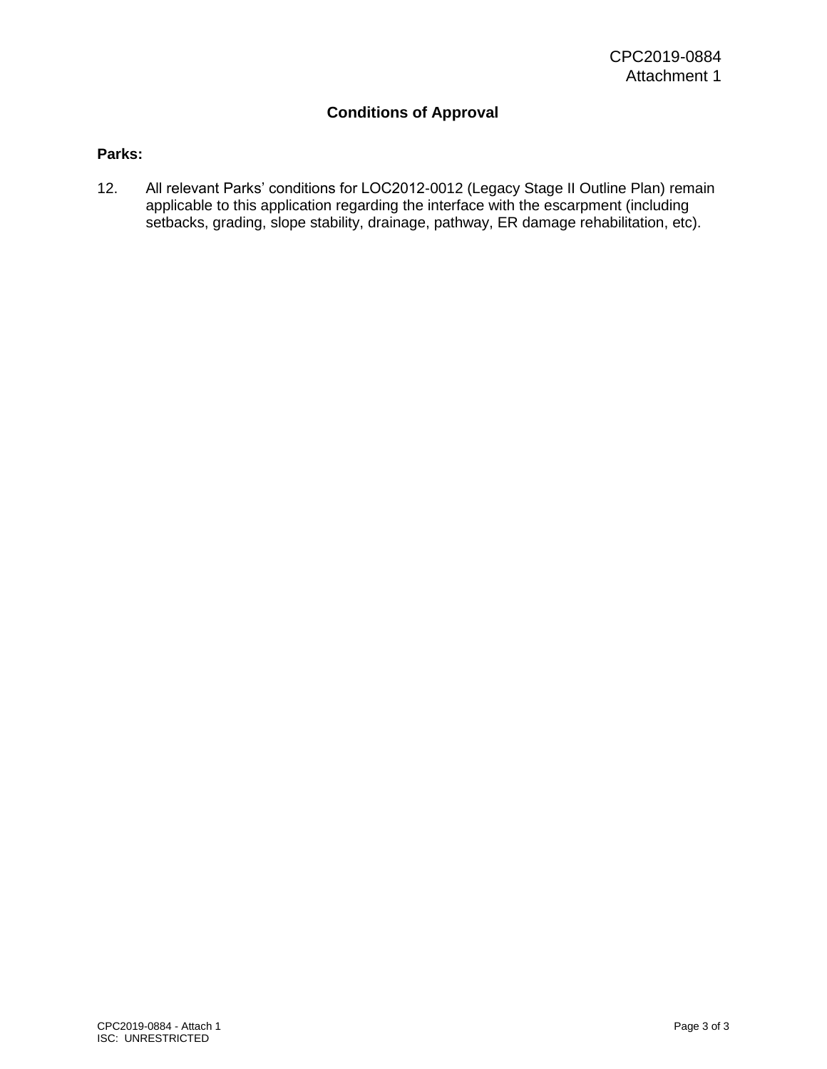## Conditions of Approval

**Parks:**

12. All relevant Parks' conditions for LOC2012-0012 (Legacy Stage II Outline Plan) remain applicable to this application regarding the interface with the escarpment (including setbacks, grading, slope stability, drainage, pathway, ER damage rehabilitation, etc).